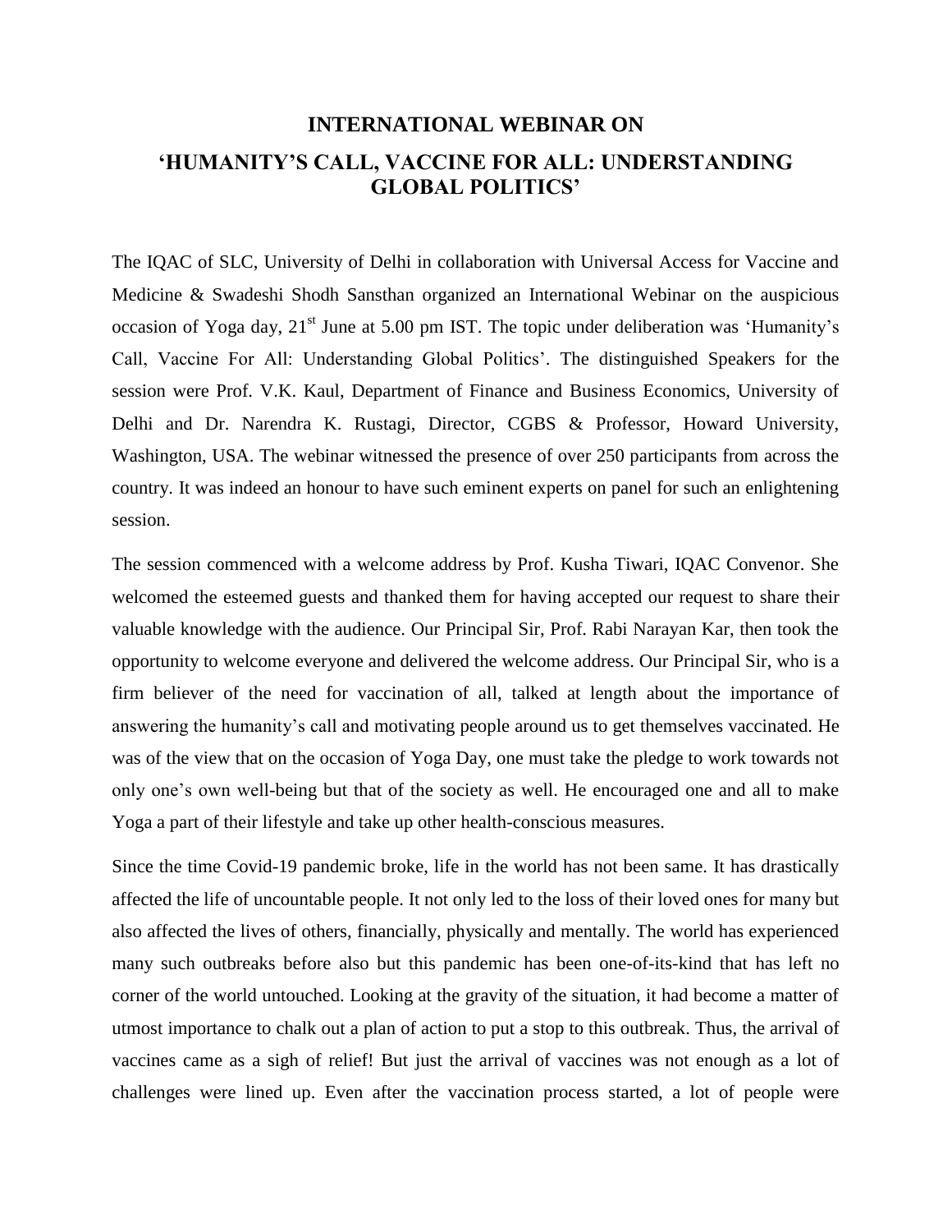# INTERNATIONAL WEBINAR ON
# 'HUMANITY'S CALL, VACCINE FOR ALL: UNDERSTANDING GLOBAL POLITICS'

The IQAC of SLC, University of Delhi in collaboration with Universal Access for Vaccine and Medicine & Swadeshi Shodh Sansthan organized an International Webinar on the auspicious occasion of Yoga day, 21st June at 5.00 pm IST. The topic under deliberation was 'Humanity's Call, Vaccine For All: Understanding Global Politics'. The distinguished Speakers for the session were Prof. V.K. Kaul, Department of Finance and Business Economics, University of Delhi and Dr. Narendra K. Rustagi, Director, CGBS & Professor, Howard University, Washington, USA. The webinar witnessed the presence of over 250 participants from across the country. It was indeed an honour to have such eminent experts on panel for such an enlightening session.

The session commenced with a welcome address by Prof. Kusha Tiwari, IQAC Convenor. She welcomed the esteemed guests and thanked them for having accepted our request to share their valuable knowledge with the audience. Our Principal Sir, Prof. Rabi Narayan Kar, then took the opportunity to welcome everyone and delivered the welcome address. Our Principal Sir, who is a firm believer of the need for vaccination of all, talked at length about the importance of answering the humanity's call and motivating people around us to get themselves vaccinated. He was of the view that on the occasion of Yoga Day, one must take the pledge to work towards not only one's own well-being but that of the society as well. He encouraged one and all to make Yoga a part of their lifestyle and take up other health-conscious measures.

Since the time Covid-19 pandemic broke, life in the world has not been same. It has drastically affected the life of uncountable people. It not only led to the loss of their loved ones for many but also affected the lives of others, financially, physically and mentally. The world has experienced many such outbreaks before also but this pandemic has been one-of-its-kind that has left no corner of the world untouched. Looking at the gravity of the situation, it had become a matter of utmost importance to chalk out a plan of action to put a stop to this outbreak. Thus, the arrival of vaccines came as a sigh of relief! But just the arrival of vaccines was not enough as a lot of challenges were lined up. Even after the vaccination process started, a lot of people were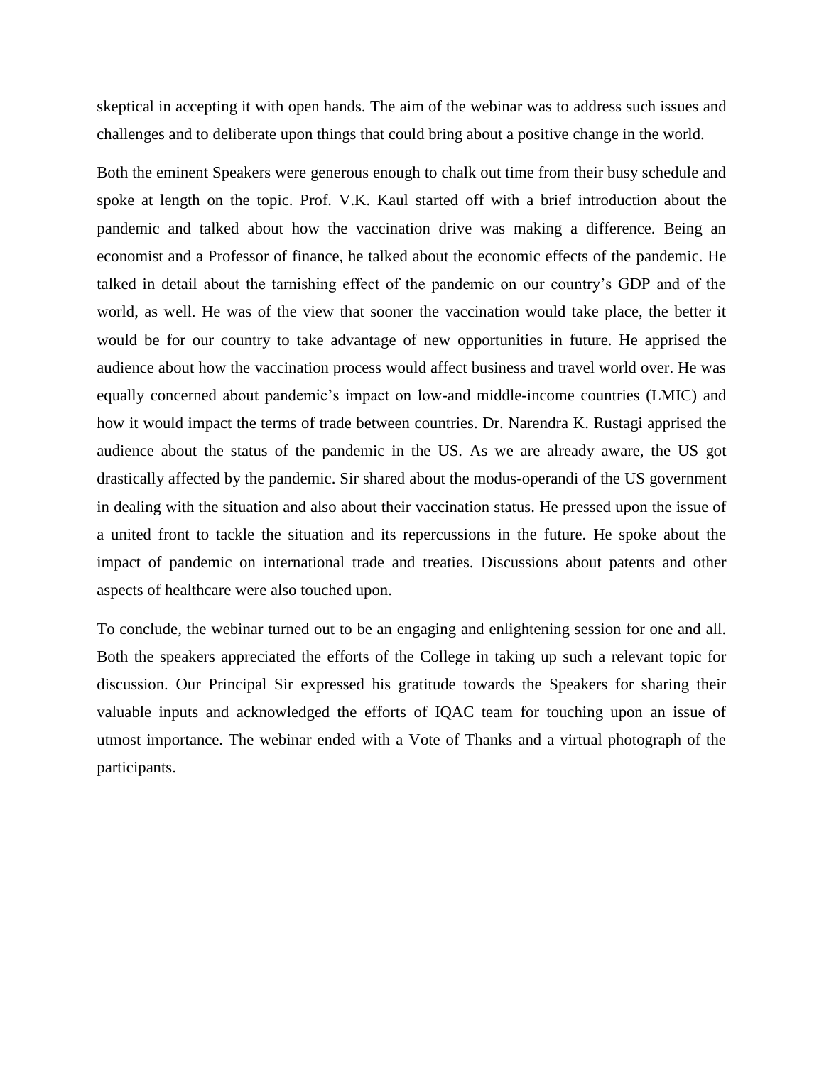skeptical in accepting it with open hands. The aim of the webinar was to address such issues and challenges and to deliberate upon things that could bring about a positive change in the world.

Both the eminent Speakers were generous enough to chalk out time from their busy schedule and spoke at length on the topic. Prof. V.K. Kaul started off with a brief introduction about the pandemic and talked about how the vaccination drive was making a difference. Being an economist and a Professor of finance, he talked about the economic effects of the pandemic. He talked in detail about the tarnishing effect of the pandemic on our country's GDP and of the world, as well. He was of the view that sooner the vaccination would take place, the better it would be for our country to take advantage of new opportunities in future. He apprised the audience about how the vaccination process would affect business and travel world over. He was equally concerned about pandemic's impact on low-and middle-income countries (LMIC) and how it would impact the terms of trade between countries. Dr. Narendra K. Rustagi apprised the audience about the status of the pandemic in the US. As we are already aware, the US got drastically affected by the pandemic. Sir shared about the modus-operandi of the US government in dealing with the situation and also about their vaccination status. He pressed upon the issue of a united front to tackle the situation and its repercussions in the future. He spoke about the impact of pandemic on international trade and treaties. Discussions about patents and other aspects of healthcare were also touched upon.

To conclude, the webinar turned out to be an engaging and enlightening session for one and all. Both the speakers appreciated the efforts of the College in taking up such a relevant topic for discussion. Our Principal Sir expressed his gratitude towards the Speakers for sharing their valuable inputs and acknowledged the efforts of IQAC team for touching upon an issue of utmost importance. The webinar ended with a Vote of Thanks and a virtual photograph of the participants.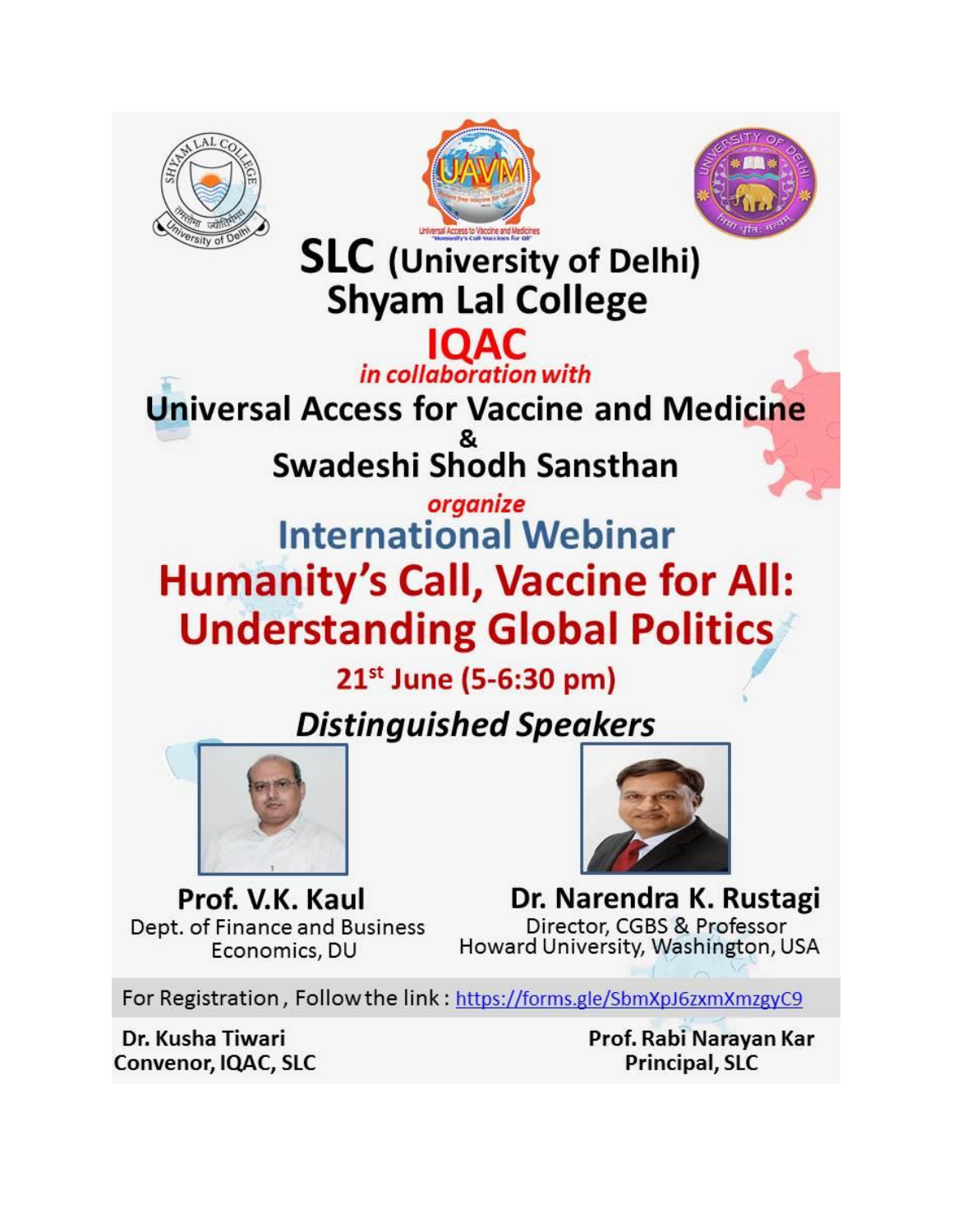# SLC (University of Delhi)
# Shyam Lal College

## IQAC

*in collaboration with*

## Universal Access for Vaccine and Medicine
## &
## Swadeshi Shodh Sansthan

*organize*

## International Webinar

# Humanity's Call, Vaccine for All: Understanding Global Politics

**21st June (5-6:30 pm)**

### *Distinguished Speakers*

**Prof. V.K. Kaul**
Dept. of Finance and Business Economics, DU

**Dr. Narendra K. Rustagi**
Director, CGBS & Professor
Howard University, Washington, USA

For Registration, Follow the link : https://forms.gle/SbmXpJ6zxmXmzgyC9

**Dr. Kusha Tiwari**
**Convenor, IQAC, SLC**

**Prof. Rabi Narayan Kar**
**Principal, SLC**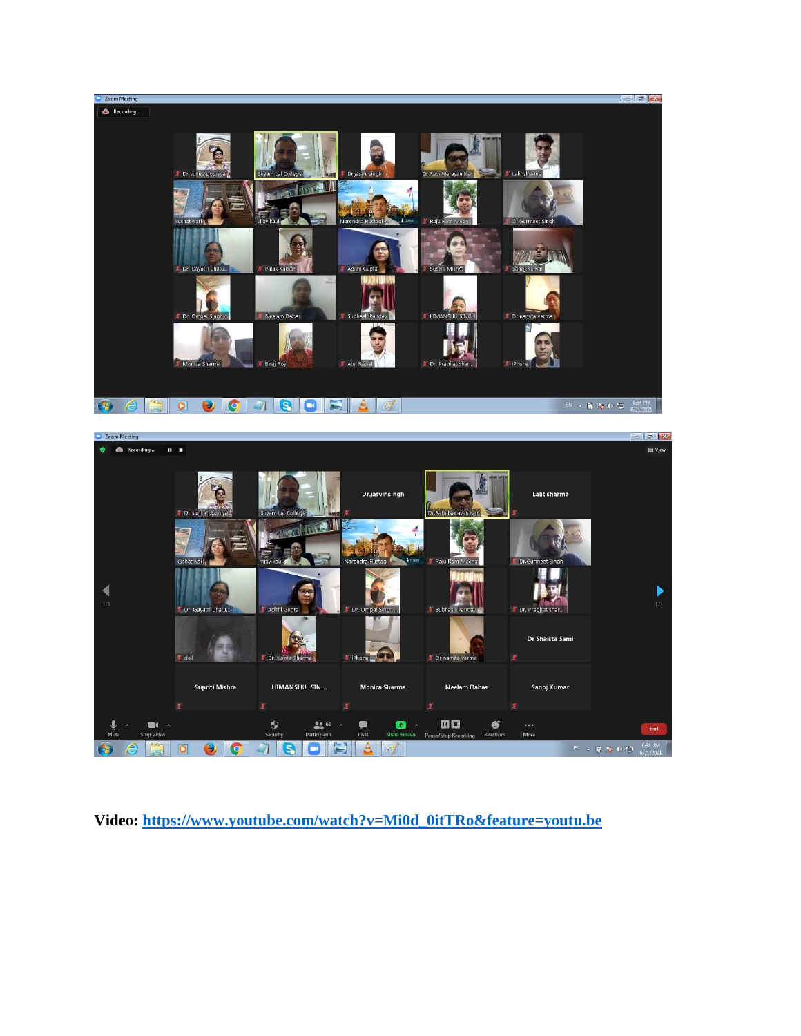**Video:** https://www.youtube.com/watch?v=Mi0d_0itTRo&feature=youtu.be